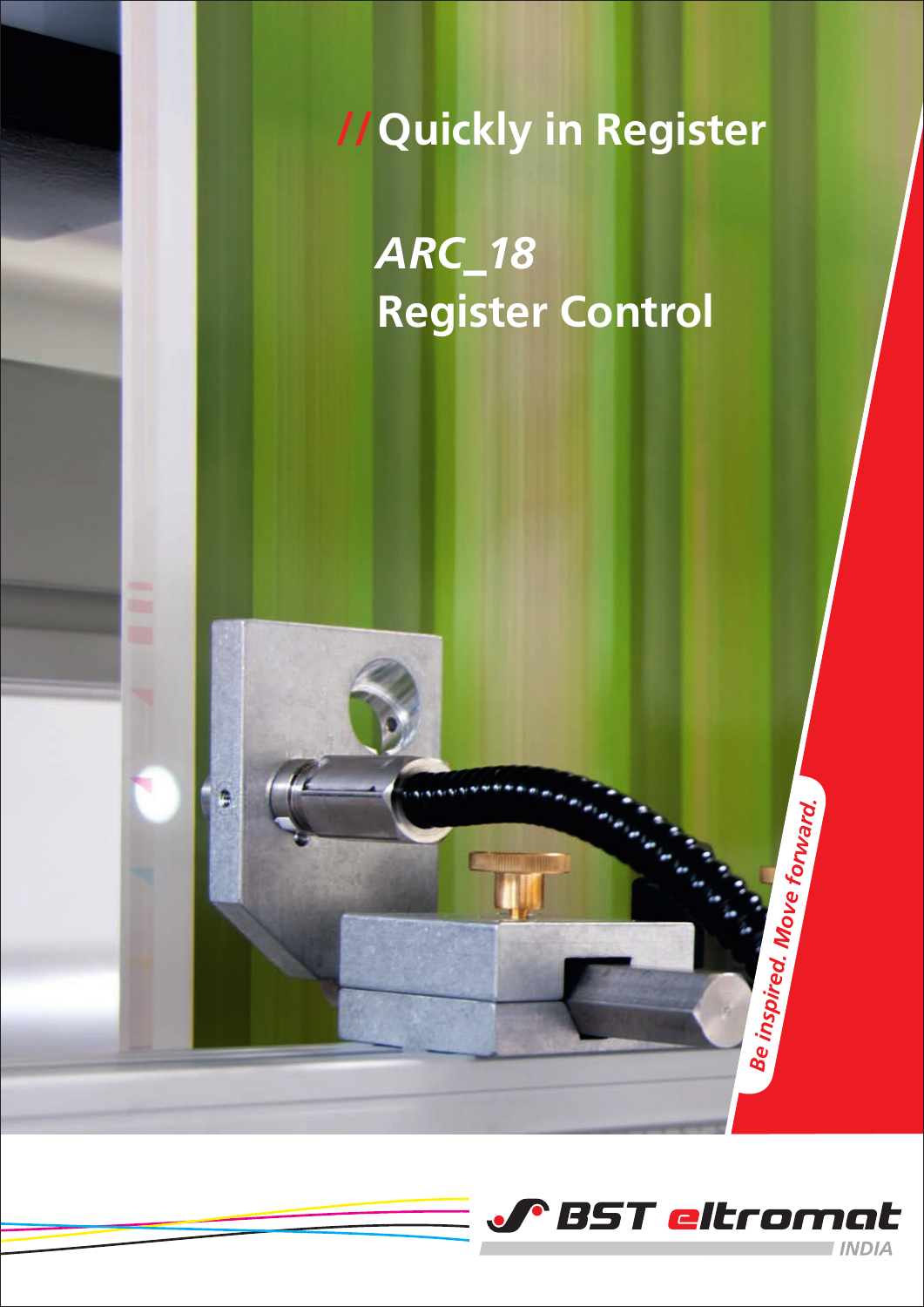# // Quickly in Register

## *ARC_18*
## Register Control

*Be inspired. Move forward.*

BST eltromat INDIA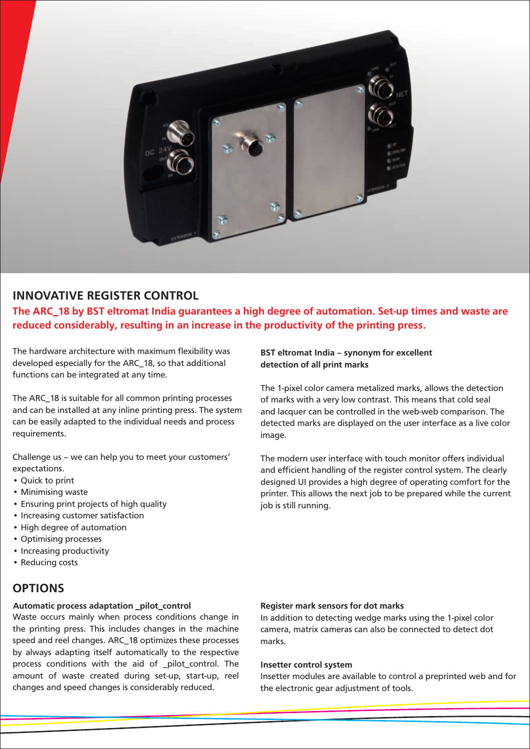## INNOVATIVE REGISTER CONTROL

**The ARC_18 by BST eltromat India guarantees a high degree of automation. Set-up times and waste are reduced considerably, resulting in an increase in the productivity of the printing press.**

The hardware architecture with maximum flexibility was developed especially for the ARC_18, so that additional functions can be integrated at any time.

The ARC_18 is suitable for all common printing processes and can be installed at any inline printing press. The system can be easily adapted to the individual needs and process requirements.

Challenge us – we can help you to meet your customers' expectations.

- Quick to print
- Minimising waste
- Ensuring print projects of high quality
- Increasing customer satisfaction
- High degree of automation
- Optimising processes
- Increasing productivity
- Reducing costs

**BST eltromat India – synonym for excellent detection of all print marks**

The 1-pixel color camera metalized marks, allows the detection of marks with a very low contrast. This means that cold seal and lacquer can be controlled in the web-web comparison. The detected marks are displayed on the user interface as a live color image.

The modern user interface with touch monitor offers individual and efficient handling of the register control system. The clearly designed UI provides a high degree of operating comfort for the printer. This allows the next job to be prepared while the current job is still running.

## OPTIONS

**Automatic process adaptation _pilot_control**

Waste occurs mainly when process conditions change in the printing press. This includes changes in the machine speed and reel changes. ARC_18 optimizes these processes by always adapting itself automatically to the respective process conditions with the aid of _pilot_control. The amount of waste created during set-up, start-up, reel changes and speed changes is considerably reduced.

**Register mark sensors for dot marks**

In addition to detecting wedge marks using the 1-pixel color camera, matrix cameras can also be connected to detect dot marks.

**Insetter control system**

Insetter modules are available to control a preprinted web and for the electronic gear adjustment of tools.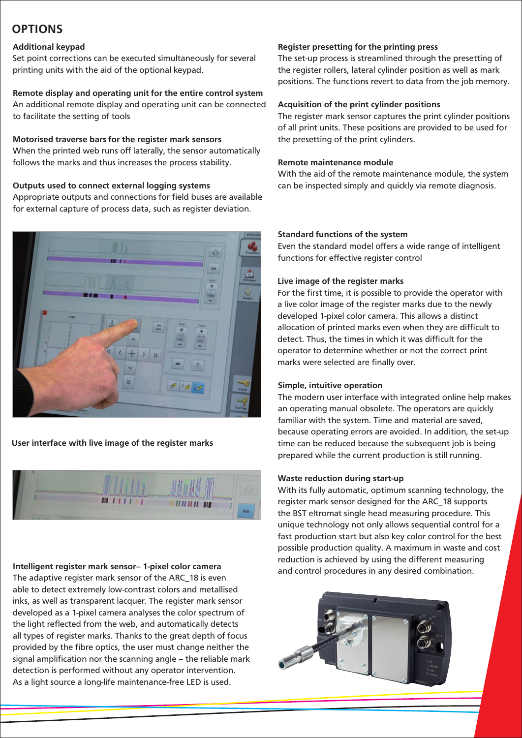## OPTIONS

**Additional keypad**
Set point corrections can be executed simultaneously for several printing units with the aid of the optional keypad.

**Remote display and operating unit for the entire control system**
An additional remote display and operating unit can be connected to facilitate the setting of tools

**Motorised traverse bars for the register mark sensors**
When the printed web runs off laterally, the sensor automatically follows the marks and thus increases the process stability.

**Outputs used to connect external logging systems**
Appropriate outputs and connections for field buses are available for external capture of process data, such as register deviation.

**Register presetting for the printing press**
The set-up process is streamlined through the presetting of the register rollers, lateral cylinder position as well as mark positions. The functions revert to data from the job memory.

**Acquisition of the print cylinder positions**
The register mark sensor captures the print cylinder positions of all print units. These positions are provided to be used for the presetting of the print cylinders.

**Remote maintenance module**
With the aid of the remote maintenance module, the system can be inspected simply and quickly via remote diagnosis.

**User interface with live image of the register marks**

**Intelligent register mark sensor– 1-pixel color camera**
The adaptive register mark sensor of the ARC_18 is even able to detect extremely low-contrast colors and metallised inks, as well as transparent lacquer. The register mark sensor developed as a 1-pixel camera analyses the color spectrum of the light reflected from the web, and automatically detects all types of register marks. Thanks to the great depth of focus provided by the fibre optics, the user must change neither the signal amplification nor the scanning angle – the reliable mark detection is performed without any operator intervention. As a light source a long-life maintenance-free LED is used.

**Standard functions of the system**
Even the standard model offers a wide range of intelligent functions for effective register control

**Live image of the register marks**
For the first time, it is possible to provide the operator with a live color image of the register marks due to the newly developed 1-pixel color camera. This allows a distinct allocation of printed marks even when they are difficult to detect. Thus, the times in which it was difficult for the operator to determine whether or not the correct print marks were selected are finally over.

**Simple, intuitive operation**
The modern user interface with integrated online help makes an operating manual obsolete. The operators are quickly familiar with the system. Time and material are saved, because operating errors are avoided. In addition, the set-up time can be reduced because the subsequent job is being prepared while the current production is still running.

**Waste reduction during start-up**
With its fully automatic, optimum scanning technology, the register mark sensor designed for the ARC_18 supports the BST eltromat single head measuring procedure. This unique technology not only allows sequential control for a fast production start but also key color control for the best possible production quality. A maximum in waste and cost reduction is achieved by using the different measuring and control procedures in any desired combination.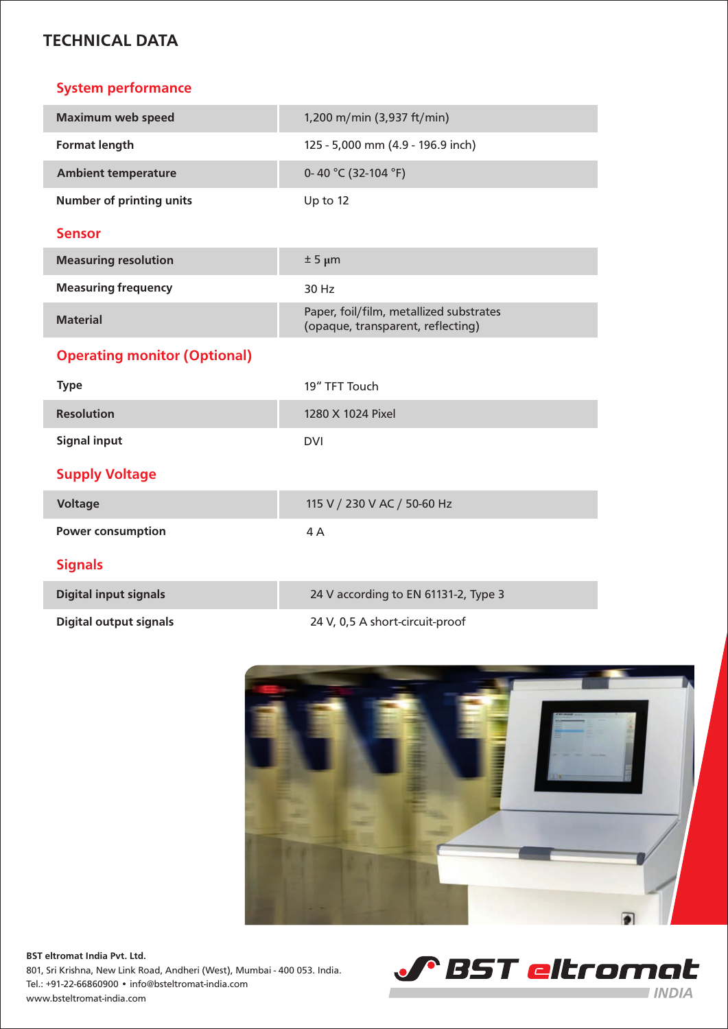# TECHNICAL DATA

## System performance

| | |
|---|---|
| **Maximum web speed** | 1,200 m/min (3,937 ft/min) |
| **Format length** | 125 - 5,000 mm (4.9 - 196.9 inch) |
| **Ambient temperature** | 0- 40 °C (32-104 °F) |
| **Number of printing units** | Up to 12 |

## Sensor

| | |
|---|---|
| **Measuring resolution** | ± 5 µm |
| **Measuring frequency** | 30 Hz |
| **Material** | Paper, foil/film, metallized substrates (opaque, transparent, reflecting) |

## Operating monitor (Optional)

| | |
|---|---|
| **Type** | 19" TFT Touch |
| **Resolution** | 1280 X 1024 Pixel |
| **Signal input** | DVI |

## Supply Voltage

| | |
|---|---|
| **Voltage** | 115 V / 230 V AC / 50-60 Hz |
| **Power consumption** | 4 A |

## Signals

| | |
|---|---|
| **Digital input signals** | 24 V according to EN 61131-2, Type 3 |
| **Digital output signals** | 24 V, 0,5 A short-circuit-proof |

**BST eltromat India Pvt. Ltd.**
801, Sri Krishna, New Link Road, Andheri (West), Mumbai - 400 053. India.
Tel.: +91-22-66860900 • info@bsteltromat-india.com
www.bsteltromat-india.com

BST eltromat INDIA